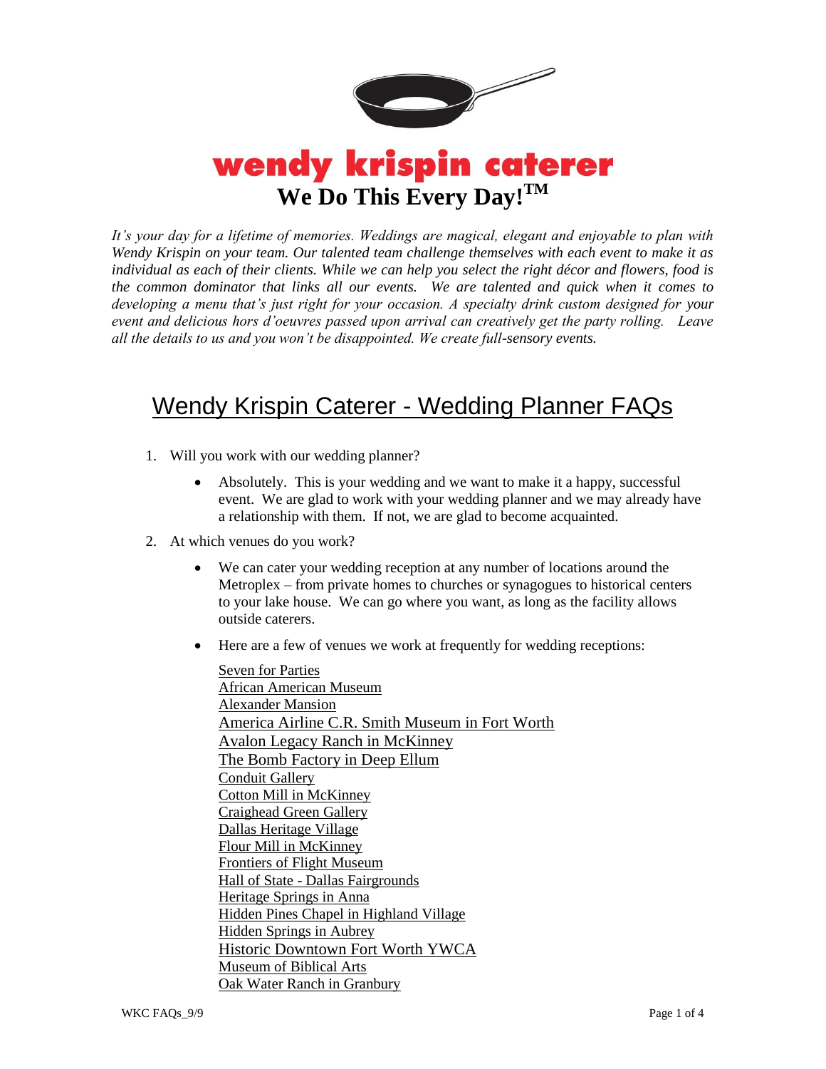# wendy krispin caterer

**We Do This Every Day!™**

*It's your day for a lifetime of memories. Weddings are magical, elegant and enjoyable to plan with Wendy Krispin on your team. Our talented team challenge themselves with each event to make it as individual as each of their clients. While we can help you select the right décor and flowers, food is the common dominator that links all our events. We are talented and quick when it comes to developing a menu that's just right for your occasion. A specialty drink custom designed for your event and delicious hors d'oeuvres passed upon arrival can creatively get the party rolling. Leave all the details to us and you won't be disappointed. We create full-sensory events.*

## Wendy Krispin Caterer - Wedding Planner FAQs

1. Will you work with our wedding planner?
   - Absolutely. This is your wedding and we want to make it a happy, successful event. We are glad to work with your wedding planner and we may already have a relationship with them. If not, we are glad to become acquainted.
2. At which venues do you work?
   - We can cater your wedding reception at any number of locations around the Metroplex – from private homes to churches or synagogues to historical centers to your lake house. We can go where you want, as long as the facility allows outside caterers.
   - Here are a few of venues we work at frequently for wedding receptions:

     Seven for Parties
     African American Museum
     Alexander Mansion
     America Airline C.R. Smith Museum in Fort Worth
     Avalon Legacy Ranch in McKinney
     The Bomb Factory in Deep Ellum
     Conduit Gallery
     Cotton Mill in McKinney
     Craighead Green Gallery
     Dallas Heritage Village
     Flour Mill in McKinney
     Frontiers of Flight Museum
     Hall of State - Dallas Fairgrounds
     Heritage Springs in Anna
     Hidden Pines Chapel in Highland Village
     Hidden Springs in Aubrey
     Historic Downtown Fort Worth YWCA
     Museum of Biblical Arts
     Oak Water Ranch in Granbury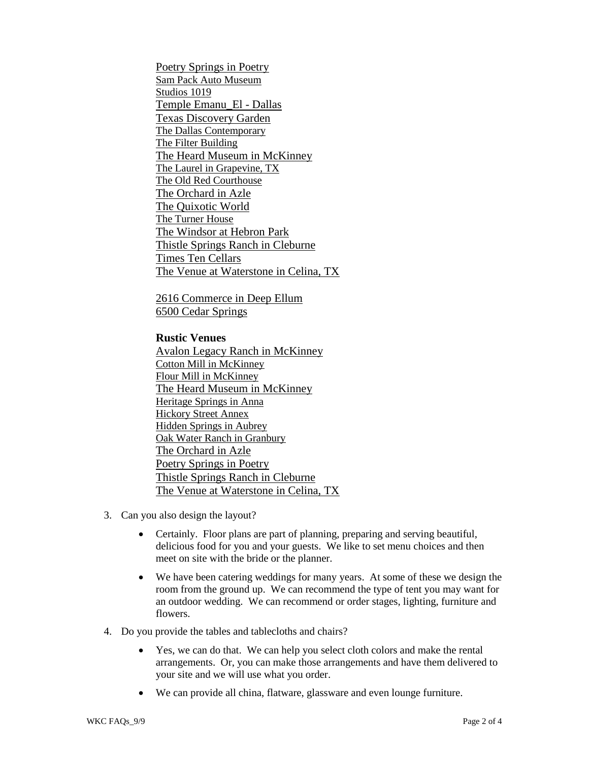Poetry Springs in Poetry
Sam Pack Auto Museum
Studios 1019
Temple Emanu_El - Dallas
Texas Discovery Garden
The Dallas Contemporary
The Filter Building
The Heard Museum in McKinney
The Laurel in Grapevine, TX
The Old Red Courthouse
The Orchard in Azle
The Quixotic World
The Turner House
The Windsor at Hebron Park
Thistle Springs Ranch in Cleburne
Times Ten Cellars
The Venue at Waterstone in Celina, TX

2616 Commerce in Deep Ellum
6500 Cedar Springs

**Rustic Venues**

Avalon Legacy Ranch in McKinney
Cotton Mill in McKinney
Flour Mill in McKinney
The Heard Museum in McKinney
Heritage Springs in Anna
Hickory Street Annex
Hidden Springs in Aubrey
Oak Water Ranch in Granbury
The Orchard in Azle
Poetry Springs in Poetry
Thistle Springs Ranch in Cleburne
The Venue at Waterstone in Celina, TX

3. Can you also design the layout?

   - Certainly. Floor plans are part of planning, preparing and serving beautiful, delicious food for you and your guests. We like to set menu choices and then meet on site with the bride or the planner.
   - We have been catering weddings for many years. At some of these we design the room from the ground up. We can recommend the type of tent you may want for an outdoor wedding. We can recommend or order stages, lighting, furniture and flowers.

4. Do you provide the tables and tablecloths and chairs?

   - Yes, we can do that. We can help you select cloth colors and make the rental arrangements. Or, you can make those arrangements and have them delivered to your site and we will use what you order.
   - We can provide all china, flatware, glassware and even lounge furniture.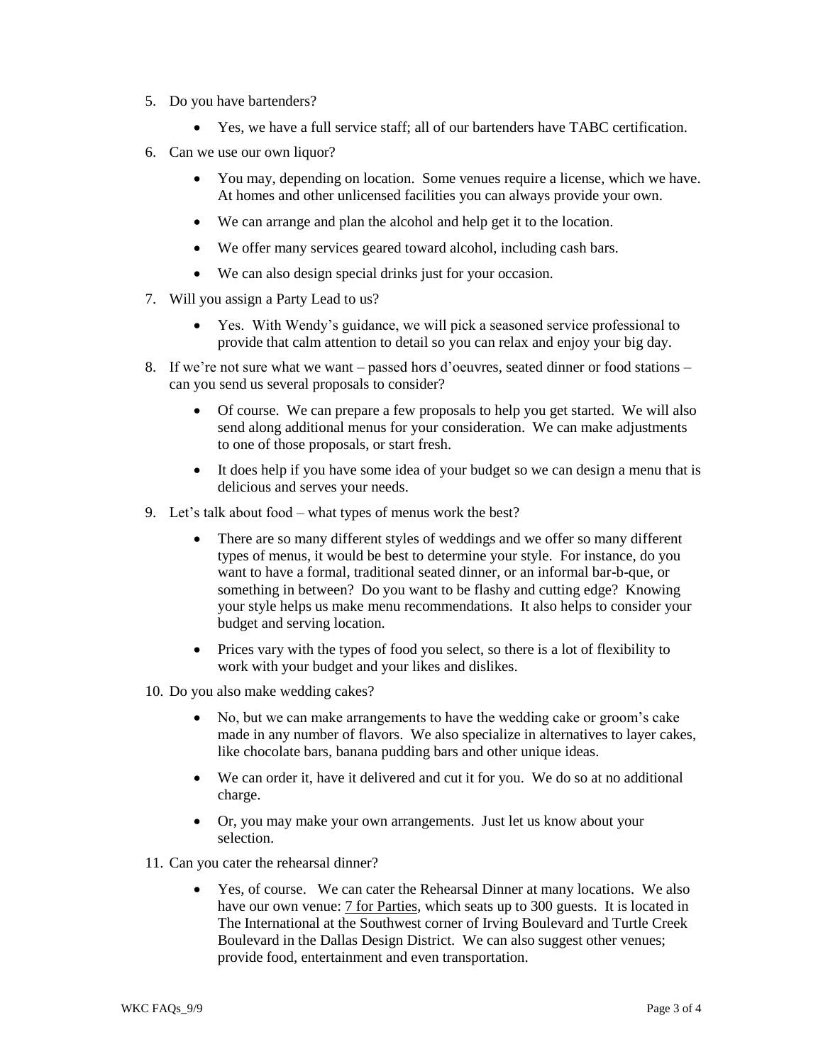5. Do you have bartenders?

    - Yes, we have a full service staff; all of our bartenders have TABC certification.

6. Can we use our own liquor?

    - You may, depending on location. Some venues require a license, which we have. At homes and other unlicensed facilities you can always provide your own.
    - We can arrange and plan the alcohol and help get it to the location.
    - We offer many services geared toward alcohol, including cash bars.
    - We can also design special drinks just for your occasion.

7. Will you assign a Party Lead to us?

    - Yes. With Wendy's guidance, we will pick a seasoned service professional to provide that calm attention to detail so you can relax and enjoy your big day.

8. If we're not sure what we want – passed hors d'oeuvres, seated dinner or food stations – can you send us several proposals to consider?

    - Of course. We can prepare a few proposals to help you get started. We will also send along additional menus for your consideration. We can make adjustments to one of those proposals, or start fresh.
    - It does help if you have some idea of your budget so we can design a menu that is delicious and serves your needs.

9. Let's talk about food – what types of menus work the best?

    - There are so many different styles of weddings and we offer so many different types of menus, it would be best to determine your style. For instance, do you want to have a formal, traditional seated dinner, or an informal bar-b-que, or something in between? Do you want to be flashy and cutting edge? Knowing your style helps us make menu recommendations. It also helps to consider your budget and serving location.
    - Prices vary with the types of food you select, so there is a lot of flexibility to work with your budget and your likes and dislikes.

10. Do you also make wedding cakes?

    - No, but we can make arrangements to have the wedding cake or groom's cake made in any number of flavors. We also specialize in alternatives to layer cakes, like chocolate bars, banana pudding bars and other unique ideas.
    - We can order it, have it delivered and cut it for you. We do so at no additional charge.
    - Or, you may make your own arrangements. Just let us know about your selection.

11. Can you cater the rehearsal dinner?

    - Yes, of course. We can cater the Rehearsal Dinner at many locations. We also have our own venue: 7 for Parties, which seats up to 300 guests. It is located in The International at the Southwest corner of Irving Boulevard and Turtle Creek Boulevard in the Dallas Design District. We can also suggest other venues; provide food, entertainment and even transportation.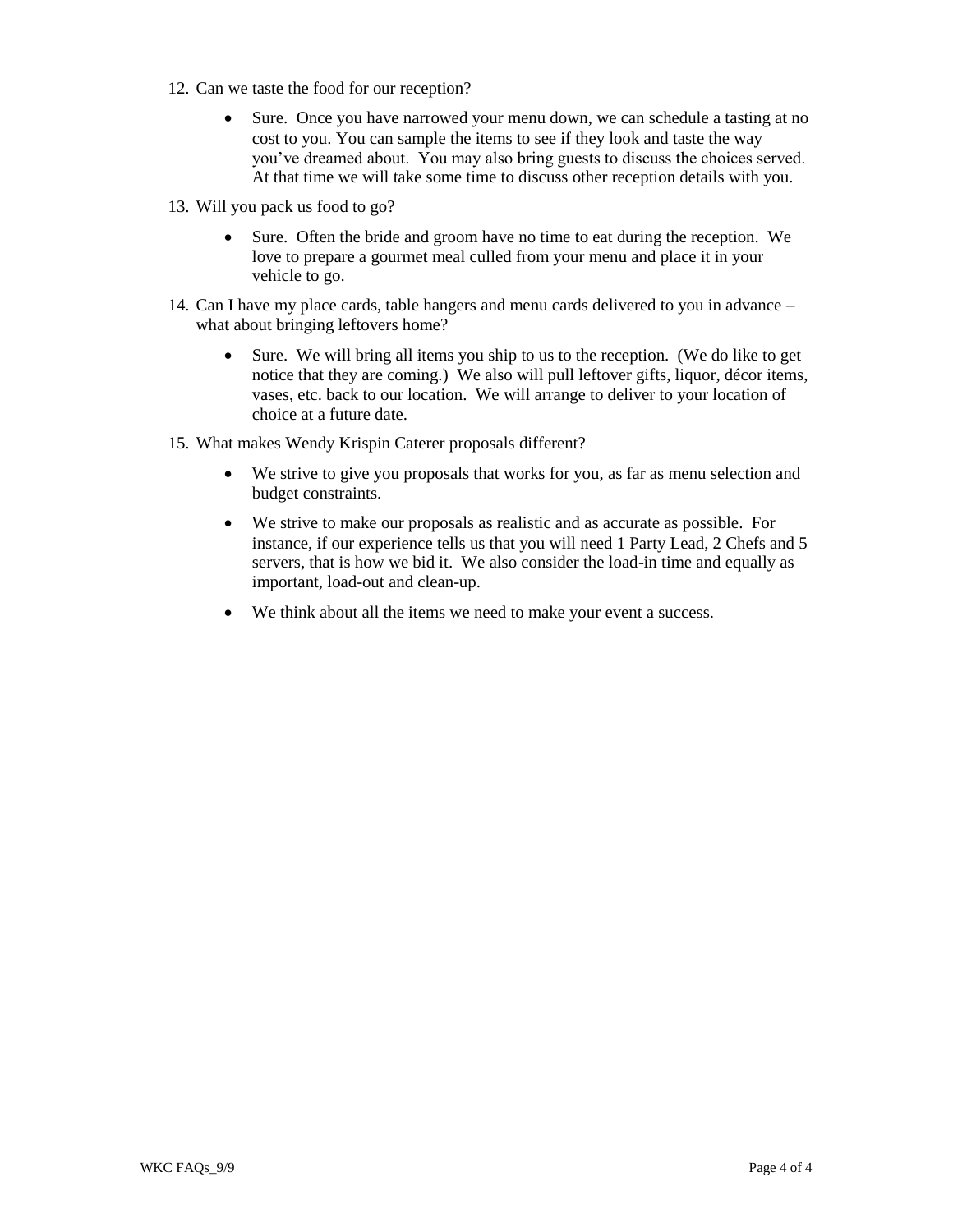12. Can we taste the food for our reception?

    - Sure. Once you have narrowed your menu down, we can schedule a tasting at no cost to you. You can sample the items to see if they look and taste the way you've dreamed about. You may also bring guests to discuss the choices served. At that time we will take some time to discuss other reception details with you.

13. Will you pack us food to go?

    - Sure. Often the bride and groom have no time to eat during the reception. We love to prepare a gourmet meal culled from your menu and place it in your vehicle to go.

14. Can I have my place cards, table hangers and menu cards delivered to you in advance – what about bringing leftovers home?

    - Sure. We will bring all items you ship to us to the reception. (We do like to get notice that they are coming.) We also will pull leftover gifts, liquor, décor items, vases, etc. back to our location. We will arrange to deliver to your location of choice at a future date.

15. What makes Wendy Krispin Caterer proposals different?

    - We strive to give you proposals that works for you, as far as menu selection and budget constraints.
    - We strive to make our proposals as realistic and as accurate as possible. For instance, if our experience tells us that you will need 1 Party Lead, 2 Chefs and 5 servers, that is how we bid it. We also consider the load-in time and equally as important, load-out and clean-up.
    - We think about all the items we need to make your event a success.